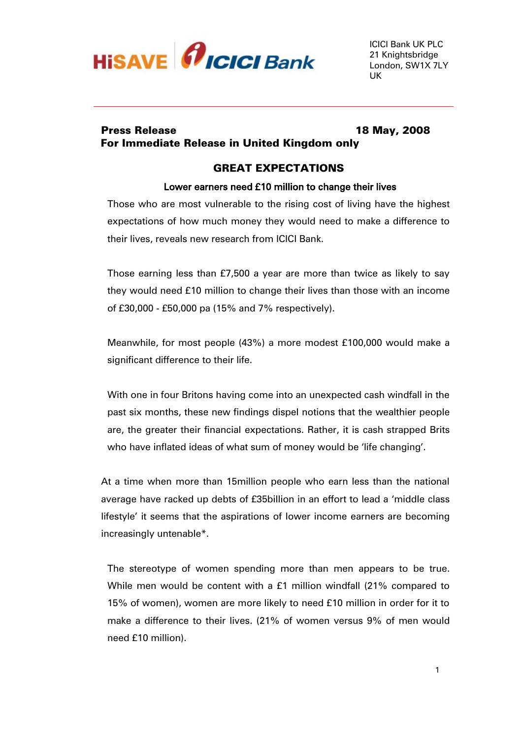HiSAVE ICICI Bank

ICICI Bank UK PLC
21 Knightsbridge
London, SW1X 7LY
UK

**Press Release** **18 May, 2008**
**For Immediate Release in United Kingdom only**

# GREAT EXPECTATIONS

## Lower earners need £10 million to change their lives

Those who are most vulnerable to the rising cost of living have the highest expectations of how much money they would need to make a difference to their lives, reveals new research from ICICI Bank.

Those earning less than £7,500 a year are more than twice as likely to say they would need £10 million to change their lives than those with an income of £30,000 - £50,000 pa (15% and 7% respectively).

Meanwhile, for most people (43%) a more modest £100,000 would make a significant difference to their life.

With one in four Britons having come into an unexpected cash windfall in the past six months, these new findings dispel notions that the wealthier people are, the greater their financial expectations. Rather, it is cash strapped Brits who have inflated ideas of what sum of money would be 'life changing'.

At a time when more than 15million people who earn less than the national average have racked up debts of £35billion in an effort to lead a 'middle class lifestyle' it seems that the aspirations of lower income earners are becoming increasingly untenable*.

The stereotype of women spending more than men appears to be true. While men would be content with a £1 million windfall (21% compared to 15% of women), women are more likely to need £10 million in order for it to make a difference to their lives. (21% of women versus 9% of men would need £10 million).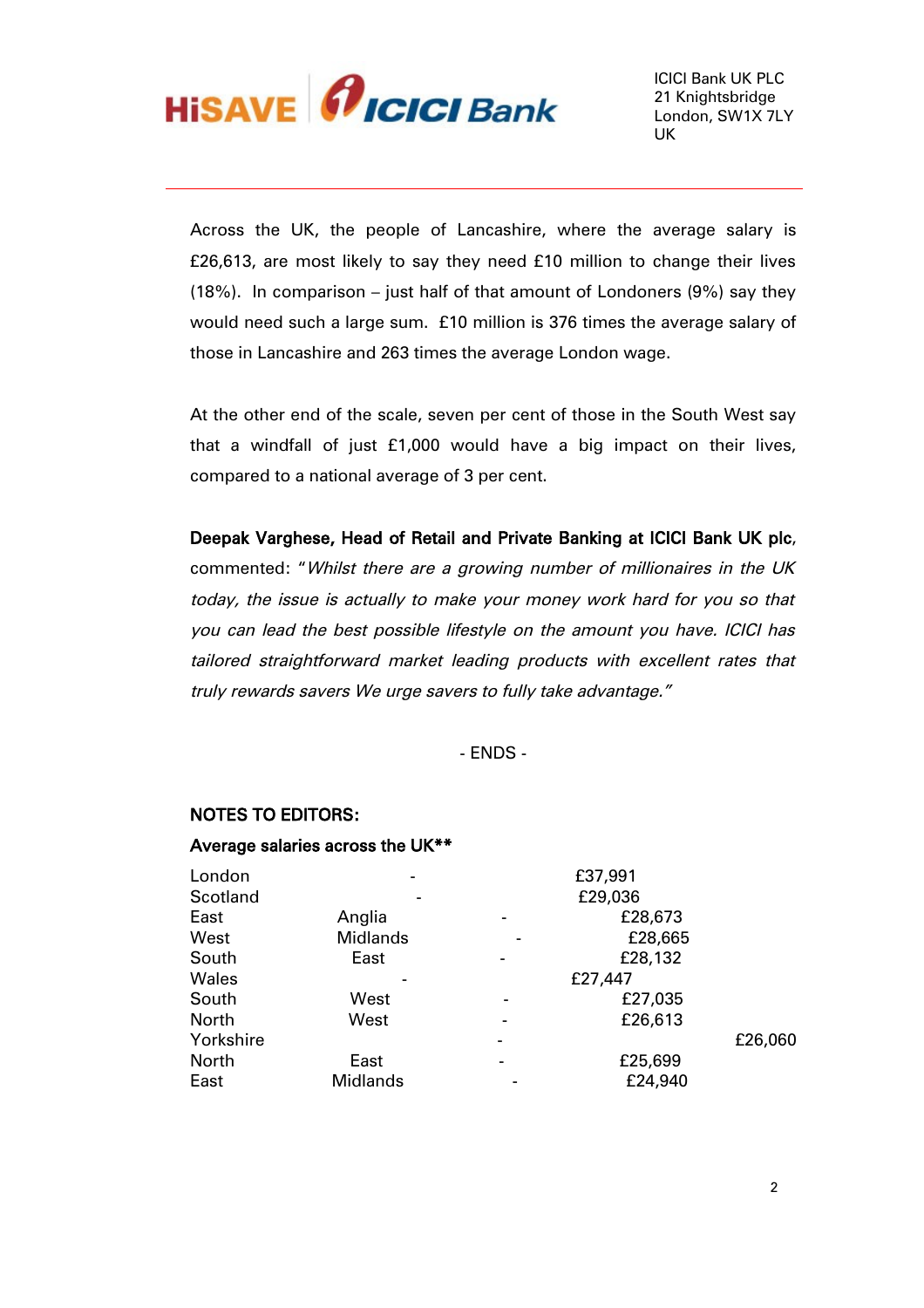Across the UK, the people of Lancashire, where the average salary is £26,613, are most likely to say they need £10 million to change their lives (18%). In comparison – just half of that amount of Londoners (9%) say they would need such a large sum. £10 million is 376 times the average salary of those in Lancashire and 263 times the average London wage.

At the other end of the scale, seven per cent of those in the South West say that a windfall of just £1,000 would have a big impact on their lives, compared to a national average of 3 per cent.

**Deepak Varghese, Head of Retail and Private Banking at ICICI Bank UK plc**, commented: "*Whilst there are a growing number of millionaires in the UK today, the issue is actually to make your money work hard for you so that you can lead the best possible lifestyle on the amount you have. ICICI has tailored straightforward market leading products with excellent rates that truly rewards savers We urge savers to fully take advantage.*"

- ENDS -

**NOTES TO EDITORS:**

**Average salaries across the UK****

| Region | Average salary |
|---|---|
| London | £37,991 |
| Scotland | £29,036 |
| East Anglia | £28,673 |
| West Midlands | £28,665 |
| South East | £28,132 |
| Wales | £27,447 |
| South West | £27,035 |
| North West | £26,613 |
| Yorkshire | £26,060 |
| North East | £25,699 |
| East Midlands | £24,940 |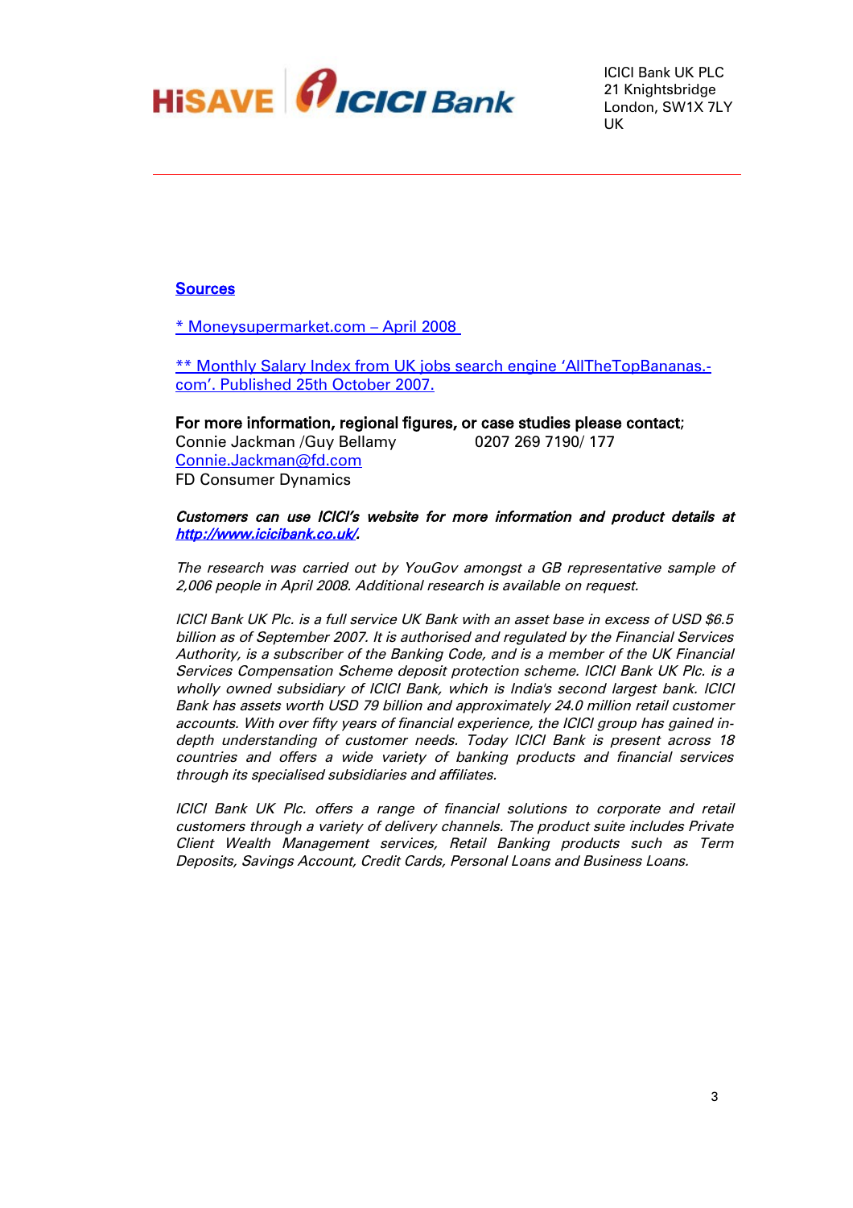ICICI Bank UK PLC
21 Knightsbridge
London, SW1X 7LY
UK

**Sources**

* Moneysupermarket.com – April 2008

** Monthly Salary Index from UK jobs search engine 'AllTheTopBananas.-com'. Published 25th October 2007.

**For more information, regional figures, or case studies please contact**;
Connie Jackman /Guy Bellamy 0207 269 7190/ 177
Connie.Jackman@fd.com
FD Consumer Dynamics

***Customers can use ICICI's website for more information and product details at http://www.icicibank.co.uk/.***

*The research was carried out by YouGov amongst a GB representative sample of 2,006 people in April 2008. Additional research is available on request.*

*ICICI Bank UK Plc. is a full service UK Bank with an asset base in excess of USD $6.5 billion as of September 2007. It is authorised and regulated by the Financial Services Authority, is a subscriber of the Banking Code, and is a member of the UK Financial Services Compensation Scheme deposit protection scheme. ICICI Bank UK Plc. is a wholly owned subsidiary of ICICI Bank, which is India's second largest bank. ICICI Bank has assets worth USD 79 billion and approximately 24.0 million retail customer accounts. With over fifty years of financial experience, the ICICI group has gained in-depth understanding of customer needs. Today ICICI Bank is present across 18 countries and offers a wide variety of banking products and financial services through its specialised subsidiaries and affiliates.*

*ICICI Bank UK Plc. offers a range of financial solutions to corporate and retail customers through a variety of delivery channels. The product suite includes Private Client Wealth Management services, Retail Banking products such as Term Deposits, Savings Account, Credit Cards, Personal Loans and Business Loans.*